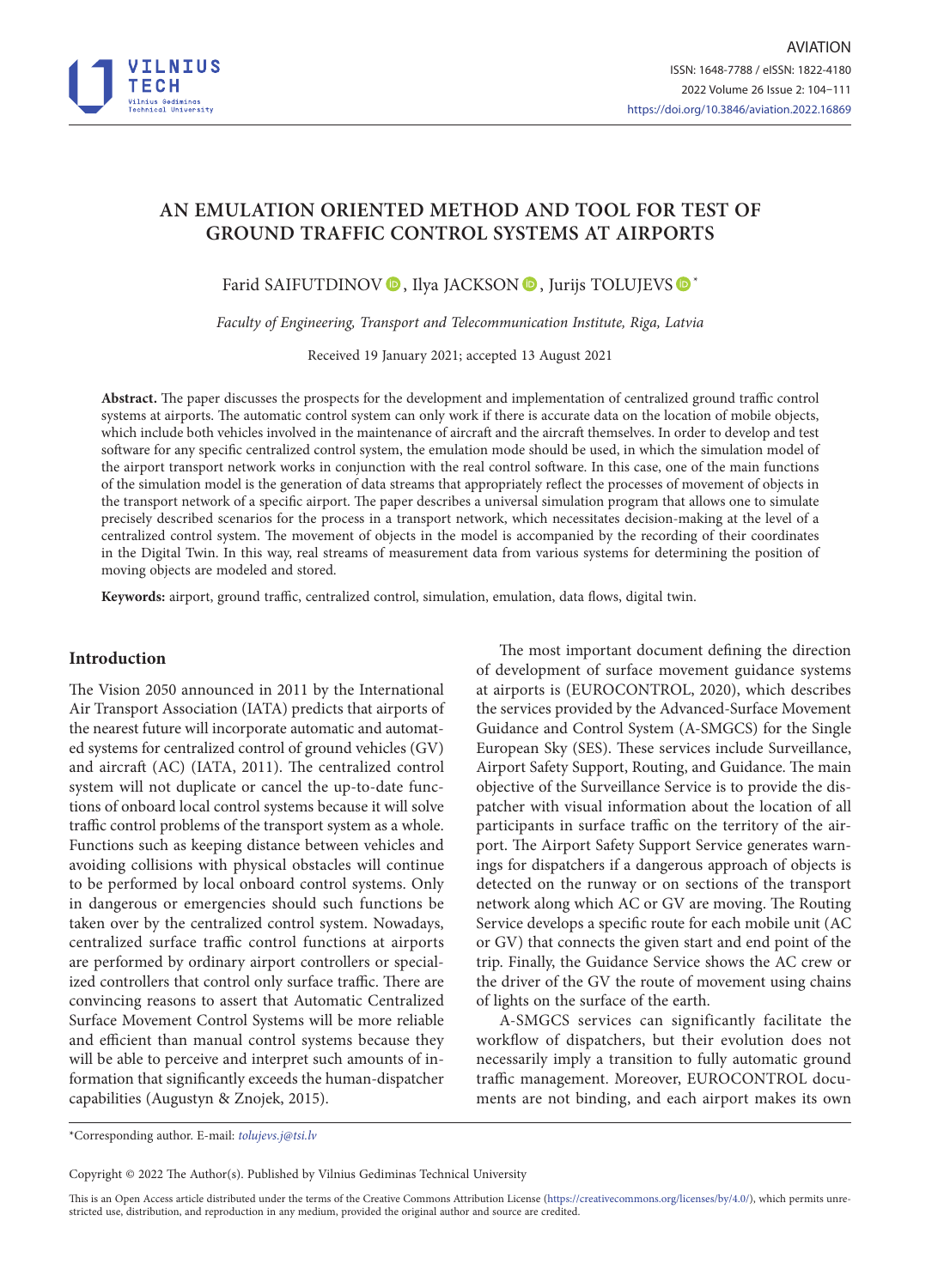# AN EMULATION ORIENTED METHOD AND TOOL FOR TEST OF GROUND TRAFFIC CONTROL SYSTEMS AT AIRPORTS

Farid SAIFUTDINOV, Ilya JACKSON, Jurijs TOLUJEVS*

*Faculty of Engineering, Transport and Telecommunication Institute, Riga, Latvia*

Received 19 January 2021; accepted 13 August 2021

**Abstract.** The paper discusses the prospects for the development and implementation of centralized ground traffic control systems at airports. The automatic control system can only work if there is accurate data on the location of mobile objects, which include both vehicles involved in the maintenance of aircraft and the aircraft themselves. In order to develop and test software for any specific centralized control system, the emulation mode should be used, in which the simulation model of the airport transport network works in conjunction with the real control software. In this case, one of the main functions of the simulation model is the generation of data streams that appropriately reflect the processes of movement of objects in the transport network of a specific airport. The paper describes a universal simulation program that allows one to simulate precisely described scenarios for the process in a transport network, which necessitates decision-making at the level of a centralized control system. The movement of objects in the model is accompanied by the recording of their coordinates in the Digital Twin. In this way, real streams of measurement data from various systems for determining the position of moving objects are modeled and stored.

**Keywords:** airport, ground traffic, centralized control, simulation, emulation, data flows, digital twin.

## Introduction

The Vision 2050 announced in 2011 by the International Air Transport Association (IATA) predicts that airports of the nearest future will incorporate automatic and automated systems for centralized control of ground vehicles (GV) and aircraft (AC) (IATA, 2011). The centralized control system will not duplicate or cancel the up-to-date functions of onboard local control systems because it will solve traffic control problems of the transport system as a whole. Functions such as keeping distance between vehicles and avoiding collisions with physical obstacles will continue to be performed by local onboard control systems. Only in dangerous or emergencies should such functions be taken over by the centralized control system. Nowadays, centralized surface traffic control functions at airports are performed by ordinary airport controllers or specialized controllers that control only surface traffic. There are convincing reasons to assert that Automatic Centralized Surface Movement Control Systems will be more reliable and efficient than manual control systems because they will be able to perceive and interpret such amounts of information that significantly exceeds the human-dispatcher capabilities (Augustyn & Znojek, 2015).

The most important document defining the direction of development of surface movement guidance systems at airports is (EUROCONTROL, 2020), which describes the services provided by the Advanced-Surface Movement Guidance and Control System (A-SMGCS) for the Single European Sky (SES). These services include Surveillance, Airport Safety Support, Routing, and Guidance. The main objective of the Surveillance Service is to provide the dispatcher with visual information about the location of all participants in surface traffic on the territory of the airport. The Airport Safety Support Service generates warnings for dispatchers if a dangerous approach of objects is detected on the runway or on sections of the transport network along which AC or GV are moving. The Routing Service develops a specific route for each mobile unit (AC or GV) that connects the given start and end point of the trip. Finally, the Guidance Service shows the AC crew or the driver of the GV the route of movement using chains of lights on the surface of the earth.

A-SMGCS services can significantly facilitate the workflow of dispatchers, but their evolution does not necessarily imply a transition to fully automatic ground traffic management. Moreover, EUROCONTROL documents are not binding, and each airport makes its own

*Corresponding author. E-mail: *tolujevs.j@tsi.lv*

Copyright © 2022 The Author(s). Published by Vilnius Gediminas Technical University

This is an Open Access article distributed under the terms of the Creative Commons Attribution License (https://creativecommons.org/licenses/by/4.0/), which permits unrestricted use, distribution, and reproduction in any medium, provided the original author and source are credited.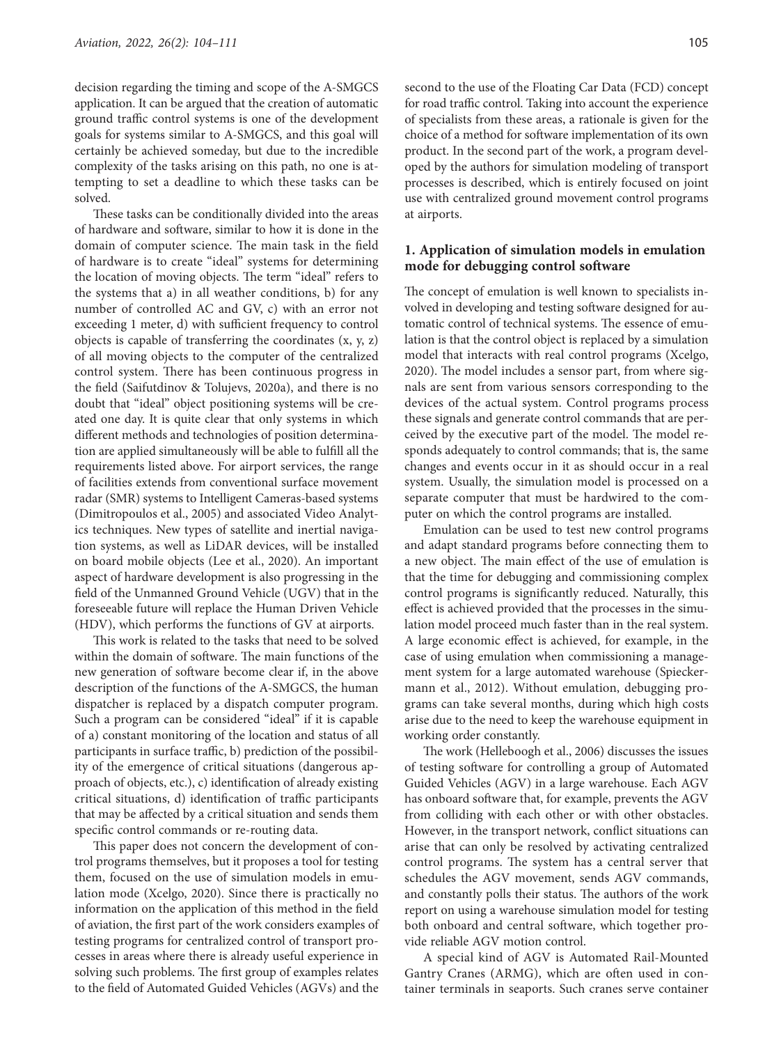decision regarding the timing and scope of the A-SMGCS application. It can be argued that the creation of automatic ground traffic control systems is one of the development goals for systems similar to A-SMGCS, and this goal will certainly be achieved someday, but due to the incredible complexity of the tasks arising on this path, no one is attempting to set a deadline to which these tasks can be solved.

These tasks can be conditionally divided into the areas of hardware and software, similar to how it is done in the domain of computer science. The main task in the field of hardware is to create "ideal" systems for determining the location of moving objects. The term "ideal" refers to the systems that a) in all weather conditions, b) for any number of controlled AC and GV, c) with an error not exceeding 1 meter, d) with sufficient frequency to control objects is capable of transferring the coordinates (x, y, z) of all moving objects to the computer of the centralized control system. There has been continuous progress in the field (Saifutdinov & Tolujevs, 2020a), and there is no doubt that "ideal" object positioning systems will be created one day. It is quite clear that only systems in which different methods and technologies of position determination are applied simultaneously will be able to fulfill all the requirements listed above. For airport services, the range of facilities extends from conventional surface movement radar (SMR) systems to Intelligent Cameras-based systems (Dimitropoulos et al., 2005) and associated Video Analytics techniques. New types of satellite and inertial navigation systems, as well as LiDAR devices, will be installed on board mobile objects (Lee et al., 2020). An important aspect of hardware development is also progressing in the field of the Unmanned Ground Vehicle (UGV) that in the foreseeable future will replace the Human Driven Vehicle (HDV), which performs the functions of GV at airports.

This work is related to the tasks that need to be solved within the domain of software. The main functions of the new generation of software become clear if, in the above description of the functions of the A-SMGCS, the human dispatcher is replaced by a dispatch computer program. Such a program can be considered "ideal" if it is capable of a) constant monitoring of the location and status of all participants in surface traffic, b) prediction of the possibility of the emergence of critical situations (dangerous approach of objects, etc.), c) identification of already existing critical situations, d) identification of traffic participants that may be affected by a critical situation and sends them specific control commands or re-routing data.

This paper does not concern the development of control programs themselves, but it proposes a tool for testing them, focused on the use of simulation models in emulation mode (Xcelgo, 2020). Since there is practically no information on the application of this method in the field of aviation, the first part of the work considers examples of testing programs for centralized control of transport processes in areas where there is already useful experience in solving such problems. The first group of examples relates to the field of Automated Guided Vehicles (AGVs) and the second to the use of the Floating Car Data (FCD) concept for road traffic control. Taking into account the experience of specialists from these areas, a rationale is given for the choice of a method for software implementation of its own product. In the second part of the work, a program developed by the authors for simulation modeling of transport processes is described, which is entirely focused on joint use with centralized ground movement control programs at airports.

## 1. Application of simulation models in emulation mode for debugging control software

The concept of emulation is well known to specialists involved in developing and testing software designed for automatic control of technical systems. The essence of emulation is that the control object is replaced by a simulation model that interacts with real control programs (Xcelgo, 2020). The model includes a sensor part, from where signals are sent from various sensors corresponding to the devices of the actual system. Control programs process these signals and generate control commands that are perceived by the executive part of the model. The model responds adequately to control commands; that is, the same changes and events occur in it as should occur in a real system. Usually, the simulation model is processed on a separate computer that must be hardwired to the computer on which the control programs are installed.

Emulation can be used to test new control programs and adapt standard programs before connecting them to a new object. The main effect of the use of emulation is that the time for debugging and commissioning complex control programs is significantly reduced. Naturally, this effect is achieved provided that the processes in the simulation model proceed much faster than in the real system. A large economic effect is achieved, for example, in the case of using emulation when commissioning a management system for a large automated warehouse (Spieckermann et al., 2012). Without emulation, debugging programs can take several months, during which high costs arise due to the need to keep the warehouse equipment in working order constantly.

The work (Helleboogh et al., 2006) discusses the issues of testing software for controlling a group of Automated Guided Vehicles (AGV) in a large warehouse. Each AGV has onboard software that, for example, prevents the AGV from colliding with each other or with other obstacles. However, in the transport network, conflict situations can arise that can only be resolved by activating centralized control programs. The system has a central server that schedules the AGV movement, sends AGV commands, and constantly polls their status. The authors of the work report on using a warehouse simulation model for testing both onboard and central software, which together provide reliable AGV motion control.

A special kind of AGV is Automated Rail-Mounted Gantry Cranes (ARMG), which are often used in container terminals in seaports. Such cranes serve container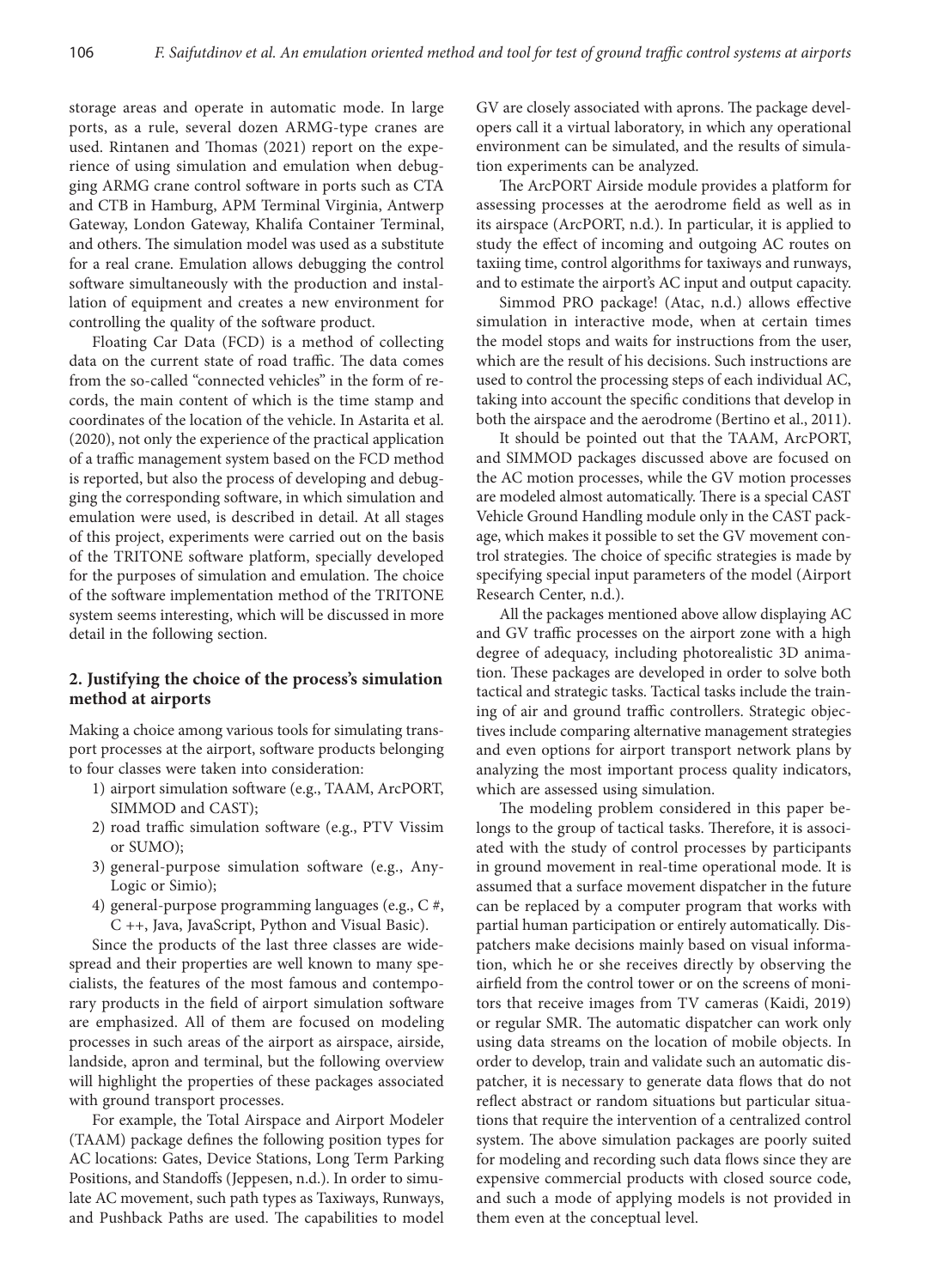storage areas and operate in automatic mode. In large ports, as a rule, several dozen ARMG-type cranes are used. Rintanen and Thomas (2021) report on the experience of using simulation and emulation when debugging ARMG crane control software in ports such as CTA and CTB in Hamburg, APM Terminal Virginia, Antwerp Gateway, London Gateway, Khalifa Container Terminal, and others. The simulation model was used as a substitute for a real crane. Emulation allows debugging the control software simultaneously with the production and installation of equipment and creates a new environment for controlling the quality of the software product.

Floating Car Data (FCD) is a method of collecting data on the current state of road traffic. The data comes from the so-called "connected vehicles" in the form of records, the main content of which is the time stamp and coordinates of the location of the vehicle. In Astarita et al. (2020), not only the experience of the practical application of a traffic management system based on the FCD method is reported, but also the process of developing and debugging the corresponding software, in which simulation and emulation were used, is described in detail. At all stages of this project, experiments were carried out on the basis of the TRITONE software platform, specially developed for the purposes of simulation and emulation. The choice of the software implementation method of the TRITONE system seems interesting, which will be discussed in more detail in the following section.

## 2. Justifying the choice of the process's simulation method at airports

Making a choice among various tools for simulating transport processes at the airport, software products belonging to four classes were taken into consideration:

1) airport simulation software (e.g., TAAM, ArcPORT, SIMMOD and CAST);
2) road traffic simulation software (e.g., PTV Vissim or SUMO);
3) general-purpose simulation software (e.g., AnyLogic or Simio);
4) general-purpose programming languages (e.g., C #, C ++, Java, JavaScript, Python and Visual Basic).

Since the products of the last three classes are widespread and their properties are well known to many specialists, the features of the most famous and contemporary products in the field of airport simulation software are emphasized. All of them are focused on modeling processes in such areas of the airport as airspace, airside, landside, apron and terminal, but the following overview will highlight the properties of these packages associated with ground transport processes.

For example, the Total Airspace and Airport Modeler (TAAM) package defines the following position types for AC locations: Gates, Device Stations, Long Term Parking Positions, and Standoffs (Jeppesen, n.d.). In order to simulate AC movement, such path types as Taxiways, Runways, and Pushback Paths are used. The capabilities to model GV are closely associated with aprons. The package developers call it a virtual laboratory, in which any operational environment can be simulated, and the results of simulation experiments can be analyzed.

The ArcPORT Airside module provides a platform for assessing processes at the aerodrome field as well as in its airspace (ArcPORT, n.d.). In particular, it is applied to study the effect of incoming and outgoing AC routes on taxiing time, control algorithms for taxiways and runways, and to estimate the airport's AC input and output capacity.

Simmod PRO package! (Atac, n.d.) allows effective simulation in interactive mode, when at certain times the model stops and waits for instructions from the user, which are the result of his decisions. Such instructions are used to control the processing steps of each individual AC, taking into account the specific conditions that develop in both the airspace and the aerodrome (Bertino et al., 2011).

It should be pointed out that the TAAM, ArcPORT, and SIMMOD packages discussed above are focused on the AC motion processes, while the GV motion processes are modeled almost automatically. There is a special CAST Vehicle Ground Handling module only in the CAST package, which makes it possible to set the GV movement control strategies. The choice of specific strategies is made by specifying special input parameters of the model (Airport Research Center, n.d.).

All the packages mentioned above allow displaying AC and GV traffic processes on the airport zone with a high degree of adequacy, including photorealistic 3D animation. These packages are developed in order to solve both tactical and strategic tasks. Tactical tasks include the training of air and ground traffic controllers. Strategic objectives include comparing alternative management strategies and even options for airport transport network plans by analyzing the most important process quality indicators, which are assessed using simulation.

The modeling problem considered in this paper belongs to the group of tactical tasks. Therefore, it is associated with the study of control processes by participants in ground movement in real-time operational mode. It is assumed that a surface movement dispatcher in the future can be replaced by a computer program that works with partial human participation or entirely automatically. Dispatchers make decisions mainly based on visual information, which he or she receives directly by observing the airfield from the control tower or on the screens of monitors that receive images from TV cameras (Kaidi, 2019) or regular SMR. The automatic dispatcher can work only using data streams on the location of mobile objects. In order to develop, train and validate such an automatic dispatcher, it is necessary to generate data flows that do not reflect abstract or random situations but particular situations that require the intervention of a centralized control system. The above simulation packages are poorly suited for modeling and recording such data flows since they are expensive commercial products with closed source code, and such a mode of applying models is not provided in them even at the conceptual level.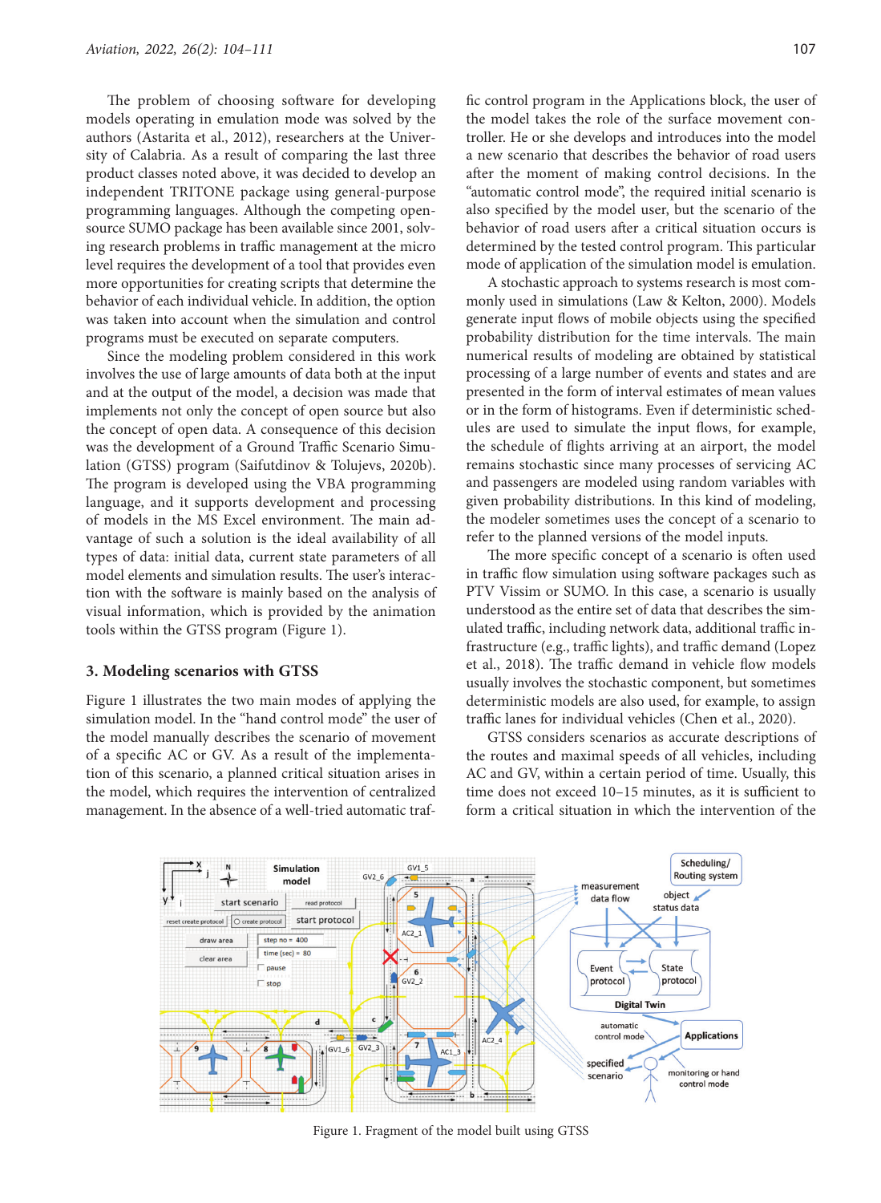The problem of choosing software for developing models operating in emulation mode was solved by the authors (Astarita et al., 2012), researchers at the University of Calabria. As a result of comparing the last three product classes noted above, it was decided to develop an independent TRITONE package using general-purpose programming languages. Although the competing open-source SUMO package has been available since 2001, solving research problems in traffic management at the micro level requires the development of a tool that provides even more opportunities for creating scripts that determine the behavior of each individual vehicle. In addition, the option was taken into account when the simulation and control programs must be executed on separate computers.

Since the modeling problem considered in this work involves the use of large amounts of data both at the input and at the output of the model, a decision was made that implements not only the concept of open source but also the concept of open data. A consequence of this decision was the development of a Ground Traffic Scenario Simulation (GTSS) program (Saifutdinov & Tolujevs, 2020b). The program is developed using the VBA programming language, and it supports development and processing of models in the MS Excel environment. The main advantage of such a solution is the ideal availability of all types of data: initial data, current state parameters of all model elements and simulation results. The user's interaction with the software is mainly based on the analysis of visual information, which is provided by the animation tools within the GTSS program (Figure 1).

## 3. Modeling scenarios with GTSS

Figure 1 illustrates the two main modes of applying the simulation model. In the "hand control mode" the user of the model manually describes the scenario of movement of a specific AC or GV. As a result of the implementation of this scenario, a planned critical situation arises in the model, which requires the intervention of centralized management. In the absence of a well-tried automatic traffic control program in the Applications block, the user of the model takes the role of the surface movement controller. He or she develops and introduces into the model a new scenario that describes the behavior of road users after the moment of making control decisions. In the "automatic control mode", the required initial scenario is also specified by the model user, but the scenario of the behavior of road users after a critical situation occurs is determined by the tested control program. This particular mode of application of the simulation model is emulation.

A stochastic approach to systems research is most commonly used in simulations (Law & Kelton, 2000). Models generate input flows of mobile objects using the specified probability distribution for the time intervals. The main numerical results of modeling are obtained by statistical processing of a large number of events and states and are presented in the form of interval estimates of mean values or in the form of histograms. Even if deterministic schedules are used to simulate the input flows, for example, the schedule of flights arriving at an airport, the model remains stochastic since many processes of servicing AC and passengers are modeled using random variables with given probability distributions. In this kind of modeling, the modeler sometimes uses the concept of a scenario to refer to the planned versions of the model inputs.

The more specific concept of a scenario is often used in traffic flow simulation using software packages such as PTV Vissim or SUMO. In this case, a scenario is usually understood as the entire set of data that describes the simulated traffic, including network data, additional traffic infrastructure (e.g., traffic lights), and traffic demand (Lopez et al., 2018). The traffic demand in vehicle flow models usually involves the stochastic component, but sometimes deterministic models are also used, for example, to assign traffic lanes for individual vehicles (Chen et al., 2020).

GTSS considers scenarios as accurate descriptions of the routes and maximal speeds of all vehicles, including AC and GV, within a certain period of time. Usually, this time does not exceed 10–15 minutes, as it is sufficient to form a critical situation in which the intervention of the

Figure 1. Fragment of the model built using GTSS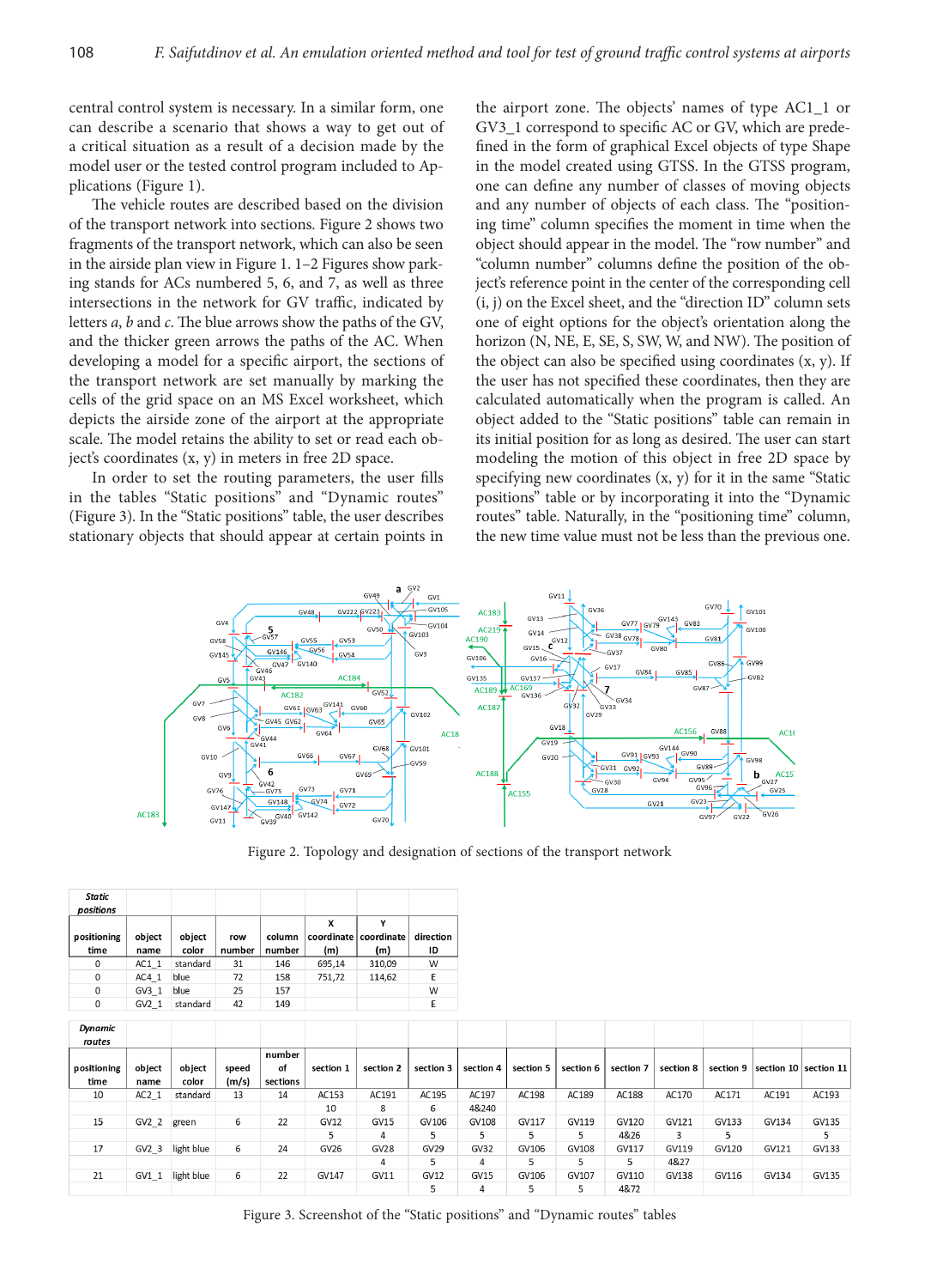central control system is necessary. In a similar form, one can describe a scenario that shows a way to get out of a critical situation as a result of a decision made by the model user or the tested control program included to Applications (Figure 1).

The vehicle routes are described based on the division of the transport network into sections. Figure 2 shows two fragments of the transport network, which can also be seen in the airside plan view in Figure 1. 1–2 Figures show parking stands for ACs numbered 5, 6, and 7, as well as three intersections in the network for GV traffic, indicated by letters *a*, *b* and *c*. The blue arrows show the paths of the GV, and the thicker green arrows the paths of the AC. When developing a model for a specific airport, the sections of the transport network are set manually by marking the cells of the grid space on an MS Excel worksheet, which depicts the airside zone of the airport at the appropriate scale. The model retains the ability to set or read each object's coordinates (x, y) in meters in free 2D space.

In order to set the routing parameters, the user fills in the tables "Static positions" and "Dynamic routes" (Figure 3). In the "Static positions" table, the user describes stationary objects that should appear at certain points in the airport zone. The objects' names of type AC1_1 or GV3_1 correspond to specific AC or GV, which are predefined in the form of graphical Excel objects of type Shape in the model created using GTSS. In the GTSS program, one can define any number of classes of moving objects and any number of objects of each class. The "positioning time" column specifies the moment in time when the object should appear in the model. The "row number" and "column number" columns define the position of the object's reference point in the center of the corresponding cell (i, j) on the Excel sheet, and the "direction ID" column sets one of eight options for the object's orientation along the horizon (N, NE, E, SE, S, SW, W, and NW). The position of the object can also be specified using coordinates (x, y). If the user has not specified these coordinates, then they are calculated automatically when the program is called. An object added to the "Static positions" table can remain in its initial position for as long as desired. The user can start modeling the motion of this object in free 2D space by specifying new coordinates (x, y) for it in the same "Static positions" table or by incorporating it into the "Dynamic routes" table. Naturally, in the "positioning time" column, the new time value must not be less than the previous one.

Figure 2. Topology and designation of sections of the transport network

***Static positions***

| positioning time | object name | object color | row number | column number | X coordinate (m) | Y coordinate (m) | direction ID |
|---|---|---|---|---|---|---|---|
| 0 | AC1_1 | standard | 31 | 146 | 695,14 | 310,09 | W |
| 0 | AC4_1 | blue | 72 | 158 | 751,72 | 114,62 | E |
| 0 | GV3_1 | blue | 25 | 157 | | | W |
| 0 | GV2_1 | standard | 42 | 149 | | | E |

***Dynamic routes***

| positioning time | object name | object color | speed (m/s) | number of sections | section 1 | section 2 | section 3 | section 4 | section 5 | section 6 | section 7 | section 8 | section 9 | section 10 | section 11 |
|---|---|---|---|---|---|---|---|---|---|---|---|---|---|---|---|
| 10 | AC2_1 | standard | 13 | 14 | AC153 | AC191 | AC195 | AC197 | AC198 | AC189 | AC188 | AC170 | AC171 | AC191 | AC193 |
| | | | | | 10 | 8 | 6 | 4&240 | | | | | | | |
| 15 | GV2_2 | green | 6 | 22 | GV12 | GV15 | GV106 | GV108 | GV117 | GV119 | GV120 | GV121 | GV133 | GV134 | GV135 |
| | | | | | 5 | 4 | 5 | 5 | 5 | 5 | 4&26 | 3 | 5 | | 5 |
| 17 | GV2_3 | light blue | 6 | 24 | GV26 | GV28 | GV29 | GV32 | GV106 | GV108 | GV117 | GV119 | GV120 | GV121 | GV133 |
| | | | | | | 4 | 5 | 4 | 5 | 5 | 5 | 4&27 | | | |
| 21 | GV1_1 | light blue | 6 | 22 | GV147 | GV11 | GV12 | GV15 | GV106 | GV107 | GV110 | GV138 | GV116 | GV134 | GV135 |
| | | | | | | | 5 | 4 | 5 | 5 | 4&72 | | | | |

Figure 3. Screenshot of the "Static positions" and "Dynamic routes" tables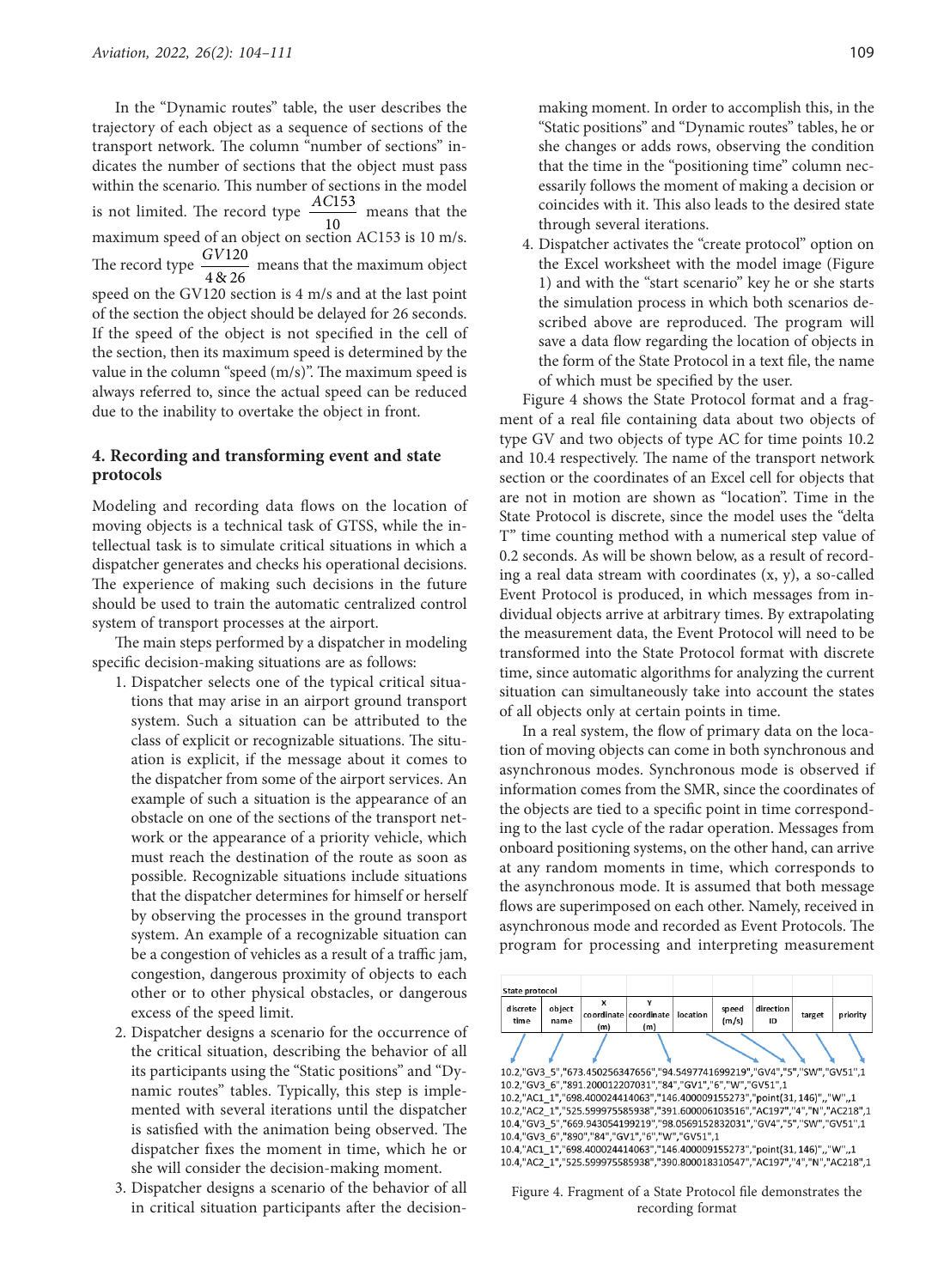In the "Dynamic routes" table, the user describes the trajectory of each object as a sequence of sections of the transport network. The column "number of sections" indicates the number of sections that the object must pass within the scenario. This number of sections in the model is not limited. The record type $\frac{AC153}{10}$ means that the maximum speed of an object on section AC153 is 10 m/s. The record type $\frac{GV120}{4\,\&\,26}$ means that the maximum object speed on the GV120 section is 4 m/s and at the last point of the section the object should be delayed for 26 seconds. If the speed of the object is not specified in the cell of the section, then its maximum speed is determined by the value in the column "speed (m/s)". The maximum speed is always referred to, since the actual speed can be reduced due to the inability to overtake the object in front.

## 4. Recording and transforming event and state protocols

Modeling and recording data flows on the location of moving objects is a technical task of GTSS, while the intellectual task is to simulate critical situations in which a dispatcher generates and checks his operational decisions. The experience of making such decisions in the future should be used to train the automatic centralized control system of transport processes at the airport.

The main steps performed by a dispatcher in modeling specific decision-making situations are as follows:

1. Dispatcher selects one of the typical critical situations that may arise in an airport ground transport system. Such a situation can be attributed to the class of explicit or recognizable situations. The situation is explicit, if the message about it comes to the dispatcher from some of the airport services. An example of such a situation is the appearance of an obstacle on one of the sections of the transport network or the appearance of a priority vehicle, which must reach the destination of the route as soon as possible. Recognizable situations include situations that the dispatcher determines for himself or herself by observing the processes in the ground transport system. An example of a recognizable situation can be a congestion of vehicles as a result of a traffic jam, congestion, dangerous proximity of objects to each other or to other physical obstacles, or dangerous excess of the speed limit.
2. Dispatcher designs a scenario for the occurrence of the critical situation, describing the behavior of all its participants using the "Static positions" and "Dynamic routes" tables. Typically, this step is implemented with several iterations until the dispatcher is satisfied with the animation being observed. The dispatcher fixes the moment in time, which he or she will consider the decision-making moment.
3. Dispatcher designs a scenario of the behavior of all in critical situation participants after the decision-making moment. In order to accomplish this, in the "Static positions" and "Dynamic routes" tables, he or she changes or adds rows, observing the condition that the time in the "positioning time" column necessarily follows the moment of making a decision or coincides with it. This also leads to the desired state through several iterations.
4. Dispatcher activates the "create protocol" option on the Excel worksheet with the model image (Figure 1) and with the "start scenario" key he or she starts the simulation process in which both scenarios described above are reproduced. The program will save a data flow regarding the location of objects in the form of the State Protocol in a text file, the name of which must be specified by the user.

Figure 4 shows the State Protocol format and a fragment of a real file containing data about two objects of type GV and two objects of type AC for time points 10.2 and 10.4 respectively. The name of the transport network section or the coordinates of an Excel cell for objects that are not in motion are shown as "location". Time in the State Protocol is discrete, since the model uses the "delta T" time counting method with a numerical step value of 0.2 seconds. As will be shown below, as a result of recording a real data stream with coordinates (x, y), a so-called Event Protocol is produced, in which messages from individual objects arrive at arbitrary times. By extrapolating the measurement data, the Event Protocol will need to be transformed into the State Protocol format with discrete time, since automatic algorithms for analyzing the current situation can simultaneously take into account the states of all objects only at certain points in time.

In a real system, the flow of primary data on the location of moving objects can come in both synchronous and asynchronous modes. Synchronous mode is observed if information comes from the SMR, since the coordinates of the objects are tied to a specific point in time corresponding to the last cycle of the radar operation. Messages from onboard positioning systems, on the other hand, can arrive at any random moments in time, which corresponds to the asynchronous mode. It is assumed that both message flows are superimposed on each other. Namely, received in asynchronous mode and recorded as Event Protocols. The program for processing and interpreting measurement

State protocol

| discrete time | object name | X coordinate (m) | Y coordinate (m) | location | speed (m/s) | direction ID | target | priority |
|---|---|---|---|---|---|---|---|---|

```
10.2,"GV3_5","673.450256347656","94.5497741699219","GV4","5","SW","GV51",1
10.2,"GV3_6","891.200012207031","84","GV1","6","W","GV51",1
10.2,"AC1_1","698.400024414063","146.400009155273","point(31,146)",,"W",,1
10.2,"AC2_1","525.599975585938","391.600006103516","AC197","4","N","AC218",1
10.4,"GV3_5","669.943054199219","98.0569152832031","GV4","5","SW","GV51",1
10.4,"GV3_6","890","84","GV1","6","W","GV51",1
10.4,"AC1_1","698.400024414063","146.400009155273","point(31,146)",,"W",,1
10.4,"AC2_1","525.599975585938","390.800018310547","AC197","4","N","AC218",1
```

Figure 4. Fragment of a State Protocol file demonstrates the recording format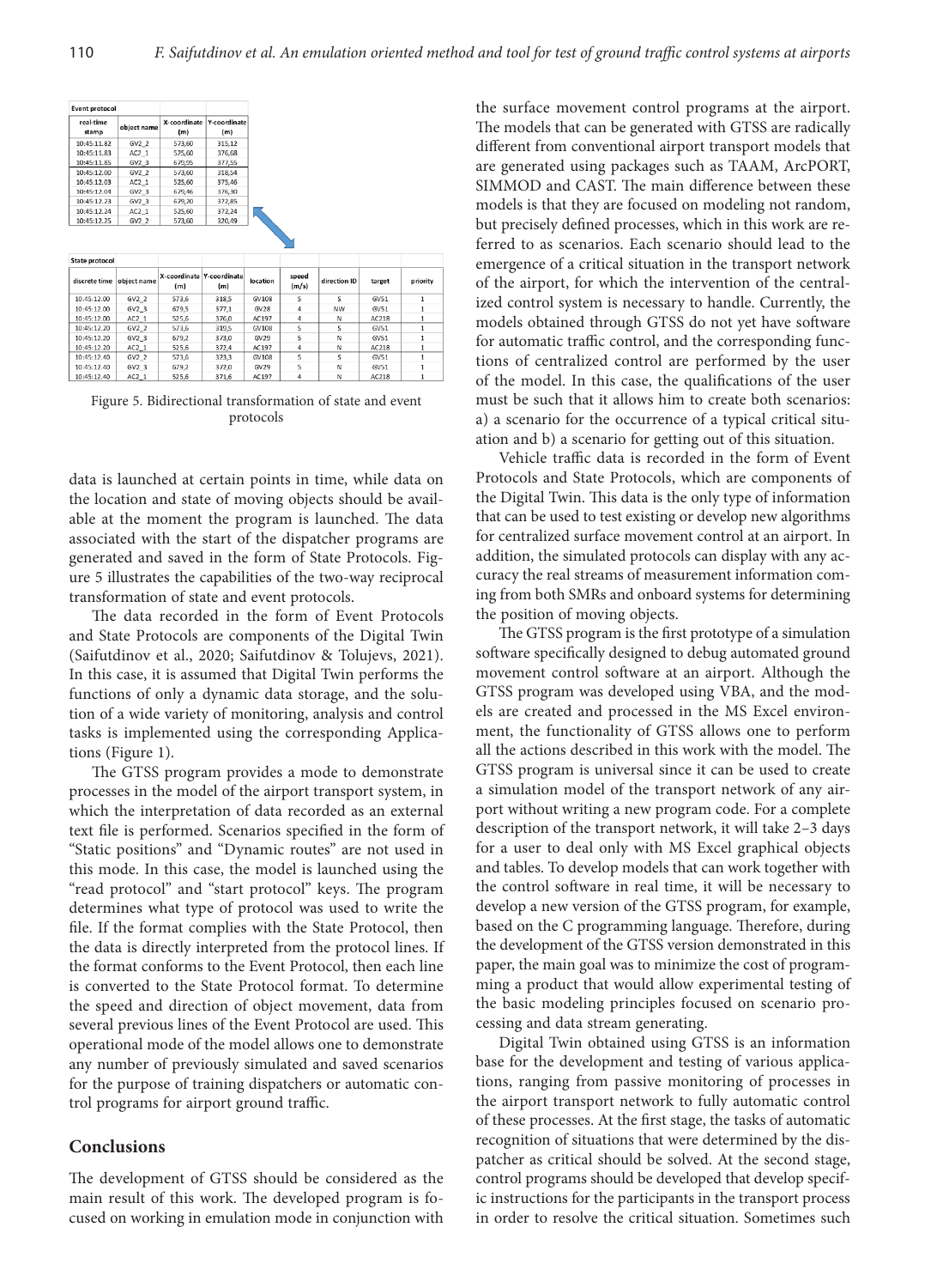**Event protocol**

| real-time stamp | object name | X-coordinate (m) | Y-coordinate (m) |
|---|---|---|---|
| 10:45:11.82 | GV2_2 | 573,60 | 315,12 |
| 10:45:11.83 | AC2_1 | 525,60 | 376,68 |
| 10:45:11.85 | GV2_3 | 679,95 | 377,55 |
| 10:45:12.00 | GV2_2 | 573,60 | 318,54 |
| 10:45:12.03 | AC2_1 | 525,60 | 375,46 |
| 10:45:12.04 | GV2_3 | 679,46 | 376,30 |
| 10:45:12.23 | GV2_3 | 679,20 | 372,85 |
| 10:45:12.24 | AC2_1 | 525,60 | 372,24 |
| 10:45:12.25 | GV2_2 | 573,60 | 320,49 |

**State protocol**

| discrete time | object name | X-coordinate (m) | Y-coordinate (m) | location | speed (m/s) | direction ID | target | priority |
|---|---|---|---|---|---|---|---|---|
| 10:45:12.00 | GV2_2 | 573,6 | 318,5 | GV108 | 5 | S | GV51 | 1 |
| 10:45:12.00 | GV2_3 | 679,5 | 377,1 | GV28 | 4 | NW | GV51 | 1 |
| 10:45:12.00 | AC2_1 | 525,6 | 376,0 | AC197 | 4 | N | AC218 | 1 |
| 10:45:12.20 | GV2_2 | 573,6 | 319,5 | GV108 | 5 | S | GV51 | 1 |
| 10:45:12.20 | GV2_3 | 679,2 | 373,0 | GV29 | 5 | N | GV51 | 1 |
| 10:45:12.20 | AC2_1 | 525,6 | 372,4 | AC197 | 4 | N | AC218 | 1 |
| 10:45:12.40 | GV2_2 | 573,6 | 323,3 | GV108 | 5 | S | GV51 | 1 |
| 10:45:12.40 | GV2_3 | 679,2 | 372,0 | GV29 | 5 | N | GV51 | 1 |
| 10:45:12.40 | AC2_1 | 525,6 | 371,6 | AC197 | 4 | N | AC218 | 1 |

Figure 5. Bidirectional transformation of state and event protocols

data is launched at certain points in time, while data on the location and state of moving objects should be available at the moment the program is launched. The data associated with the start of the dispatcher programs are generated and saved in the form of State Protocols. Figure 5 illustrates the capabilities of the two-way reciprocal transformation of state and event protocols.

The data recorded in the form of Event Protocols and State Protocols are components of the Digital Twin (Saifutdinov et al., 2020; Saifutdinov & Tolujevs, 2021). In this case, it is assumed that Digital Twin performs the functions of only a dynamic data storage, and the solution of a wide variety of monitoring, analysis and control tasks is implemented using the corresponding Applications (Figure 1).

The GTSS program provides a mode to demonstrate processes in the model of the airport transport system, in which the interpretation of data recorded as an external text file is performed. Scenarios specified in the form of "Static positions" and "Dynamic routes" are not used in this mode. In this case, the model is launched using the "read protocol" and "start protocol" keys. The program determines what type of protocol was used to write the file. If the format complies with the State Protocol, then the data is directly interpreted from the protocol lines. If the format conforms to the Event Protocol, then each line is converted to the State Protocol format. To determine the speed and direction of object movement, data from several previous lines of the Event Protocol are used. This operational mode of the model allows one to demonstrate any number of previously simulated and saved scenarios for the purpose of training dispatchers or automatic control programs for airport ground traffic.

## Conclusions

The development of GTSS should be considered as the main result of this work. The developed program is focused on working in emulation mode in conjunction with the surface movement control programs at the airport. The models that can be generated with GTSS are radically different from conventional airport transport models that are generated using packages such as TAAM, ArcPORT, SIMMOD and CAST. The main difference between these models is that they are focused on modeling not random, but precisely defined processes, which in this work are referred to as scenarios. Each scenario should lead to the emergence of a critical situation in the transport network of the airport, for which the intervention of the centralized control system is necessary to handle. Currently, the models obtained through GTSS do not yet have software for automatic traffic control, and the corresponding functions of centralized control are performed by the user of the model. In this case, the qualifications of the user must be such that it allows him to create both scenarios: a) a scenario for the occurrence of a typical critical situation and b) a scenario for getting out of this situation.

Vehicle traffic data is recorded in the form of Event Protocols and State Protocols, which are components of the Digital Twin. This data is the only type of information that can be used to test existing or develop new algorithms for centralized surface movement control at an airport. In addition, the simulated protocols can display with any accuracy the real streams of measurement information coming from both SMRs and onboard systems for determining the position of moving objects.

The GTSS program is the first prototype of a simulation software specifically designed to debug automated ground movement control software at an airport. Although the GTSS program was developed using VBA, and the models are created and processed in the MS Excel environment, the functionality of GTSS allows one to perform all the actions described in this work with the model. The GTSS program is universal since it can be used to create a simulation model of the transport network of any airport without writing a new program code. For a complete description of the transport network, it will take 2–3 days for a user to deal only with MS Excel graphical objects and tables. To develop models that can work together with the control software in real time, it will be necessary to develop a new version of the GTSS program, for example, based on the C programming language. Therefore, during the development of the GTSS version demonstrated in this paper, the main goal was to minimize the cost of programming a product that would allow experimental testing of the basic modeling principles focused on scenario processing and data stream generating.

Digital Twin obtained using GTSS is an information base for the development and testing of various applications, ranging from passive monitoring of processes in the airport transport network to fully automatic control of these processes. At the first stage, the tasks of automatic recognition of situations that were determined by the dispatcher as critical should be solved. At the second stage, control programs should be developed that develop specific instructions for the participants in the transport process in order to resolve the critical situation. Sometimes such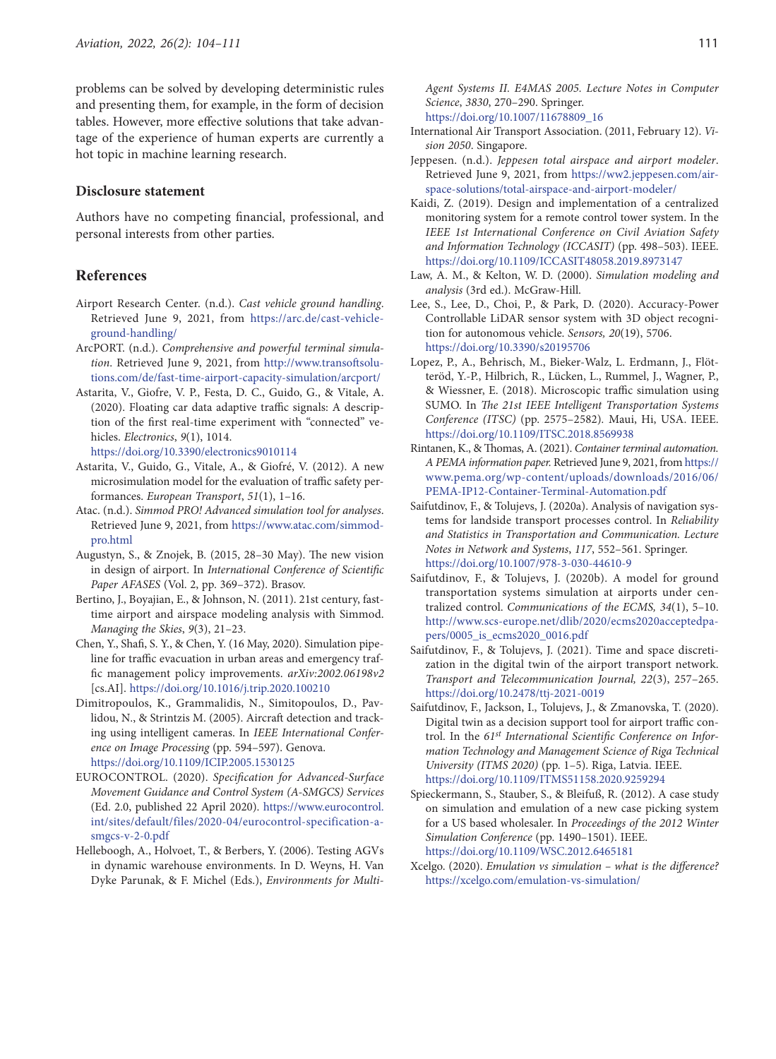problems can be solved by developing deterministic rules and presenting them, for example, in the form of decision tables. However, more effective solutions that take advantage of the experience of human experts are currently a hot topic in machine learning research.

## Disclosure statement

Authors have no competing financial, professional, and personal interests from other parties.

## References

Airport Research Center. (n.d.). *Cast vehicle ground handling*. Retrieved June 9, 2021, from https://arc.de/cast-vehicle-ground-handling/

ArcPORT. (n.d.). *Comprehensive and powerful terminal simulation*. Retrieved June 9, 2021, from http://www.transoftsolutions.com/de/fast-time-airport-capacity-simulation/arcport/

Astarita, V., Giofre, V. P., Festa, D. C., Guido, G., & Vitale, A. (2020). Floating car data adaptive traffic signals: A description of the first real-time experiment with "connected" vehicles. *Electronics*, *9*(1), 1014. https://doi.org/10.3390/electronics9010114

Astarita, V., Guido, G., Vitale, A., & Giofré, V. (2012). A new microsimulation model for the evaluation of traffic safety performances. *European Transport*, *51*(1), 1–16.

Atac. (n.d.). *Simmod PRO! Advanced simulation tool for analyses*. Retrieved June 9, 2021, from https://www.atac.com/simmod-pro.html

Augustyn, S., & Znojek, B. (2015, 28–30 May). The new vision in design of airport. In *International Conference of Scientific Paper AFASES* (Vol. 2, pp. 369–372). Brasov.

Bertino, J., Boyajian, E., & Johnson, N. (2011). 21st century, fast-time airport and airspace modeling analysis with Simmod. *Managing the Skies*, *9*(3), 21–23.

Chen, Y., Shafi, S. Y., & Chen, Y. (16 May, 2020). Simulation pipeline for traffic evacuation in urban areas and emergency traffic management policy improvements. *arXiv:2002.06198v2* [cs.AI]. https://doi.org/10.1016/j.trip.2020.100210

Dimitropoulos, K., Grammalidis, N., Simitopoulos, D., Pavlidou, N., & Strintzis M. (2005). Aircraft detection and tracking using intelligent cameras. In *IEEE International Conference on Image Processing* (pp. 594–597). Genova. https://doi.org/10.1109/ICIP.2005.1530125

EUROCONTROL. (2020). *Specification for Advanced-Surface Movement Guidance and Control System (A-SMGCS) Services* (Ed. 2.0, published 22 April 2020). https://www.eurocontrol.int/sites/default/files/2020-04/eurocontrol-specification-a-smgcs-v-2-0.pdf

Helleboogh, A., Holvoet, T., & Berbers, Y. (2006). Testing AGVs in dynamic warehouse environments. In D. Weyns, H. Van Dyke Parunak, & F. Michel (Eds.), *Environments for Multi-Agent Systems II. E4MAS 2005. Lecture Notes in Computer Science*, *3830*, 270–290. Springer. https://doi.org/10.1007/11678809_16

International Air Transport Association. (2011, February 12). *Vision 2050*. Singapore.

Jeppesen. (n.d.). *Jeppesen total airspace and airport modeler*. Retrieved June 9, 2021, from https://ww2.jeppesen.com/airspace-solutions/total-airspace-and-airport-modeler/

Kaidi, Z. (2019). Design and implementation of a centralized monitoring system for a remote control tower system. In the *IEEE 1st International Conference on Civil Aviation Safety and Information Technology (ICCASIT)* (pp. 498–503). IEEE. https://doi.org/10.1109/ICCASIT48058.2019.8973147

Law, A. M., & Kelton, W. D. (2000). *Simulation modeling and analysis* (3rd ed.). McGraw-Hill.

Lee, S., Lee, D., Choi, P., & Park, D. (2020). Accuracy-Power Controllable LiDAR sensor system with 3D object recognition for autonomous vehicle. *Sensors, 20*(19), 5706. https://doi.org/10.3390/s20195706

Lopez, P., A., Behrisch, M., Bieker-Walz, L. Erdmann, J., Flötteröd, Y.-P., Hilbrich, R., Lücken, L., Rummel, J., Wagner, P., & Wiessner, E. (2018). Microscopic traffic simulation using SUMO. In *The 21st IEEE Intelligent Transportation Systems Conference (ITSC)* (pp. 2575–2582). Maui, Hi, USA. IEEE. https://doi.org/10.1109/ITSC.2018.8569938

Rintanen, K., & Thomas, A. (2021). *Container terminal automation. A PEMA information paper.* Retrieved June 9, 2021, from https://www.pema.org/wp-content/uploads/downloads/2016/06/PEMA-IP12-Container-Terminal-Automation.pdf

Saifutdinov, F., & Tolujevs, J. (2020a). Analysis of navigation systems for landside transport processes control. In *Reliability and Statistics in Transportation and Communication. Lecture Notes in Network and Systems*, *117*, 552–561. Springer. https://doi.org/10.1007/978-3-030-44610-9

Saifutdinov, F., & Tolujevs, J. (2020b). A model for ground transportation systems simulation at airports under centralized control. *Communications of the ECMS, 34*(1), 5–10. http://www.scs-europe.net/dlib/2020/ecms2020acceptedpapers/0005_is_ecms2020_0016.pdf

Saifutdinov, F., & Tolujevs, J. (2021). Time and space discretization in the digital twin of the airport transport network. *Transport and Telecommunication Journal, 22*(3), 257–265. https://doi.org/10.2478/ttj-2021-0019

Saifutdinov, F., Jackson, I., Tolujevs, J., & Zmanovska, T. (2020). Digital twin as a decision support tool for airport traffic control. In the *61st International Scientific Conference on Information Technology and Management Science of Riga Technical University (ITMS 2020)* (pp. 1–5). Riga, Latvia. IEEE. https://doi.org/10.1109/ITMS51158.2020.9259294

Spieckermann, S., Stauber, S., & Bleifuß, R. (2012). A case study on simulation and emulation of a new case picking system for a US based wholesaler. In *Proceedings of the 2012 Winter Simulation Conference* (pp. 1490–1501). IEEE. https://doi.org/10.1109/WSC.2012.6465181

Xcelgo. (2020). *Emulation vs simulation – what is the difference?* https://xcelgo.com/emulation-vs-simulation/